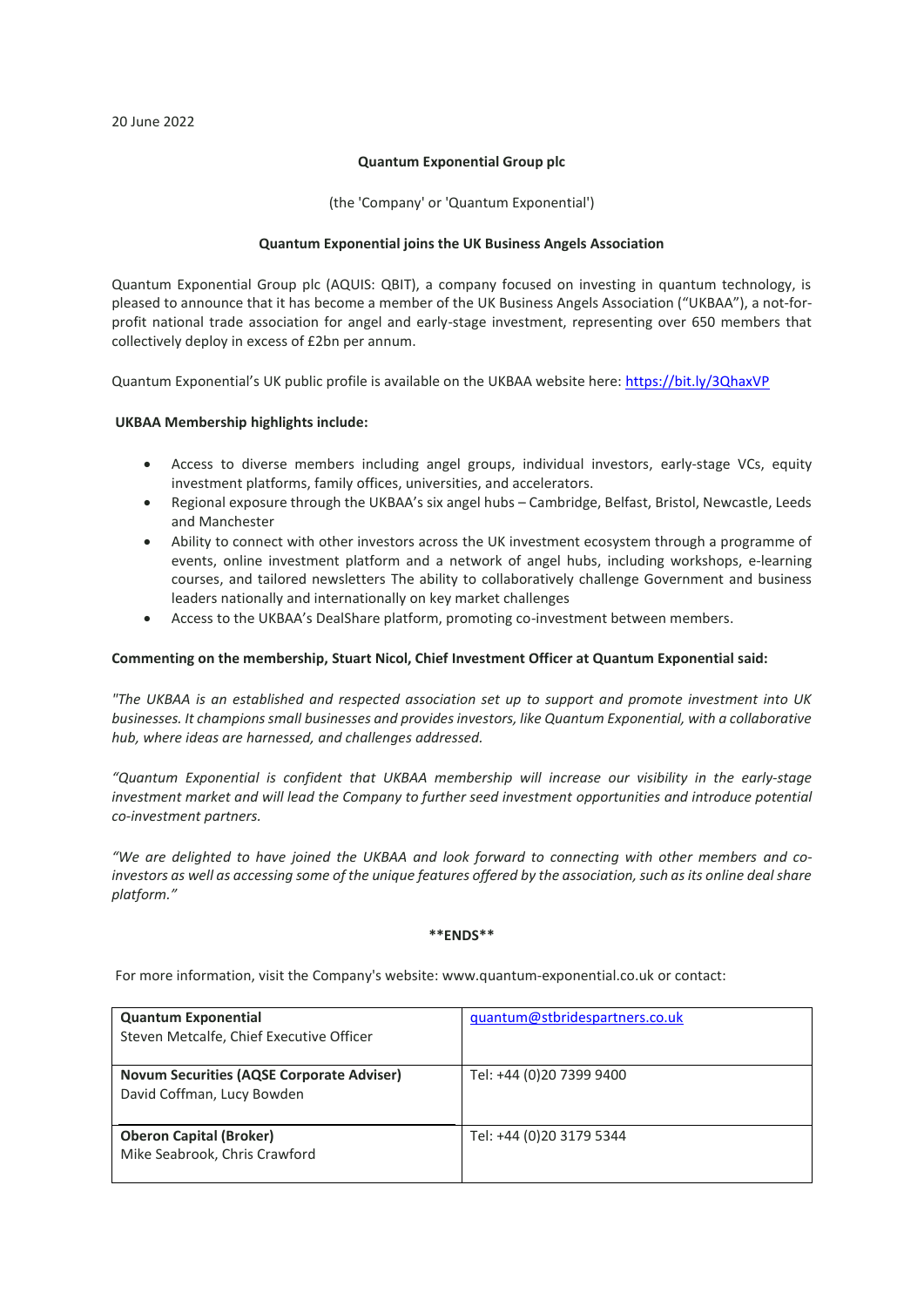20 June 2022

**Quantum Exponential Group plc**

(the 'Company' or 'Quantum Exponential')

**Quantum Exponential joins the UK Business Angels Association**

Quantum Exponential Group plc (AQUIS: QBIT), a company focused on investing in quantum technology, is pleased to announce that it has become a member of the UK Business Angels Association ("UKBAA"), a not-for-profit national trade association for angel and early-stage investment, representing over 650 members that collectively deploy in excess of £2bn per annum.

Quantum Exponential's UK public profile is available on the UKBAA website here: https://bit.ly/3QhaxVP

**UKBAA Membership highlights include:**

- Access to diverse members including angel groups, individual investors, early-stage VCs, equity investment platforms, family offices, universities, and accelerators.
- Regional exposure through the UKBAA's six angel hubs – Cambridge, Belfast, Bristol, Newcastle, Leeds and Manchester
- Ability to connect with other investors across the UK investment ecosystem through a programme of events, online investment platform and a network of angel hubs, including workshops, e-learning courses, and tailored newsletters The ability to collaboratively challenge Government and business leaders nationally and internationally on key market challenges
- Access to the UKBAA's DealShare platform, promoting co-investment between members.

**Commenting on the membership, Stuart Nicol, Chief Investment Officer at Quantum Exponential said:**

*"The UKBAA is an established and respected association set up to support and promote investment into UK businesses. It champions small businesses and provides investors, like Quantum Exponential, with a collaborative hub, where ideas are harnessed, and challenges addressed.*

*"Quantum Exponential is confident that UKBAA membership will increase our visibility in the early-stage investment market and will lead the Company to further seed investment opportunities and introduce potential co-investment partners.*

*"We are delighted to have joined the UKBAA and look forward to connecting with other members and co-investors as well as accessing some of the unique features offered by the association, such as its online deal share platform."*

**\*\*ENDS\*\***

For more information, visit the Company's website: www.quantum-exponential.co.uk or contact:

| | |
|---|---|
| **Quantum Exponential**<br>Steven Metcalfe, Chief Executive Officer | quantum@stbridespartners.co.uk |
| **Novum Securities (AQSE Corporate Adviser)**<br>David Coffman, Lucy Bowden | Tel: +44 (0)20 7399 9400 |
| **Oberon Capital (Broker)**<br>Mike Seabrook, Chris Crawford | Tel: +44 (0)20 3179 5344 |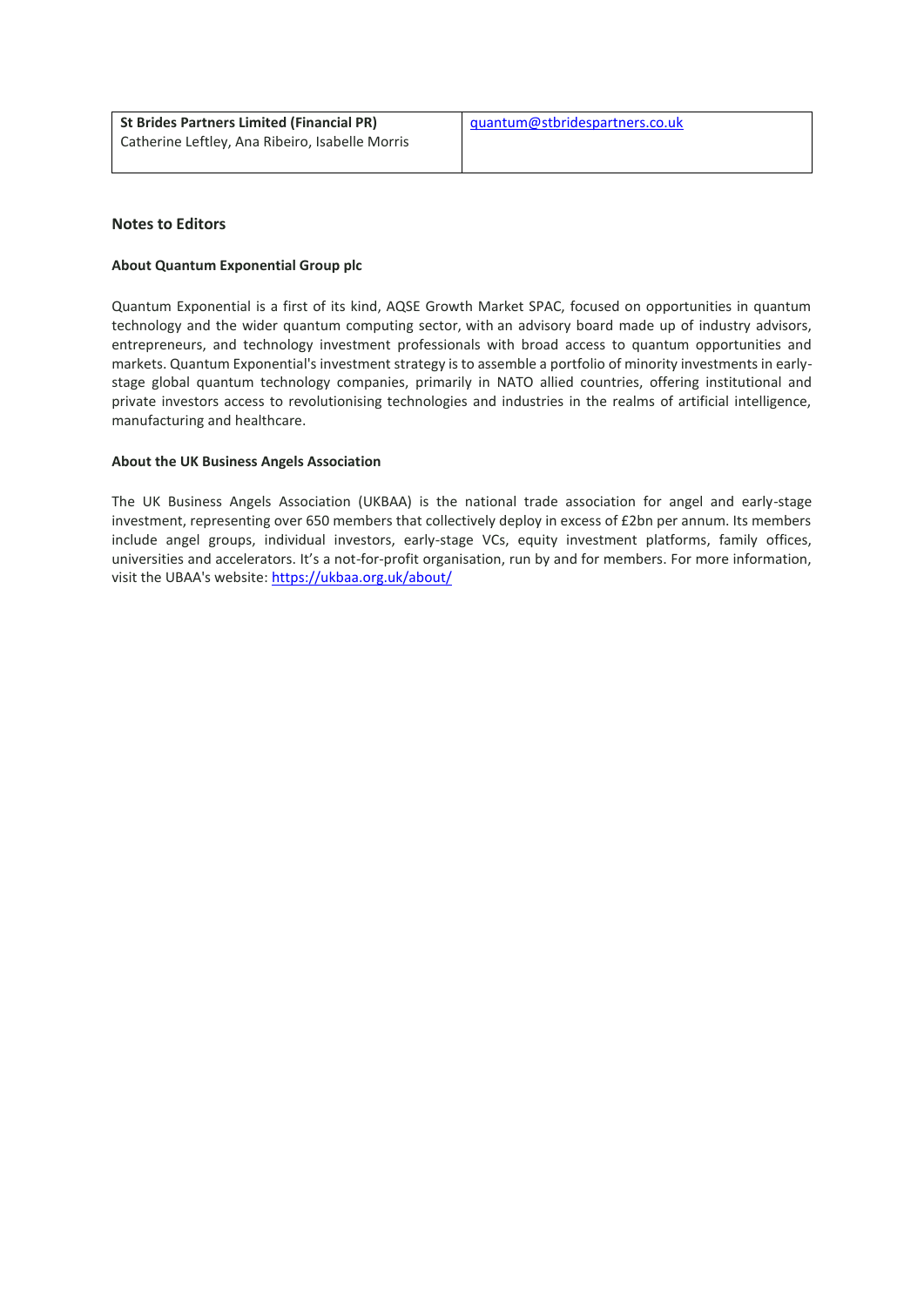| | |
|---|---|
| **St Brides Partners Limited (Financial PR)**<br>Catherine Leftley, Ana Ribeiro, Isabelle Morris | quantum@stbridespartners.co.uk |

## Notes to Editors

**About Quantum Exponential Group plc**

Quantum Exponential is a first of its kind, AQSE Growth Market SPAC, focused on opportunities in quantum technology and the wider quantum computing sector, with an advisory board made up of industry advisors, entrepreneurs, and technology investment professionals with broad access to quantum opportunities and markets. Quantum Exponential's investment strategy is to assemble a portfolio of minority investments in early-stage global quantum technology companies, primarily in NATO allied countries, offering institutional and private investors access to revolutionising technologies and industries in the realms of artificial intelligence, manufacturing and healthcare.

**About the UK Business Angels Association**

The UK Business Angels Association (UKBAA) is the national trade association for angel and early-stage investment, representing over 650 members that collectively deploy in excess of £2bn per annum. Its members include angel groups, individual investors, early-stage VCs, equity investment platforms, family offices, universities and accelerators. It's a not-for-profit organisation, run by and for members. For more information, visit the UBAA's website: https://ukbaa.org.uk/about/